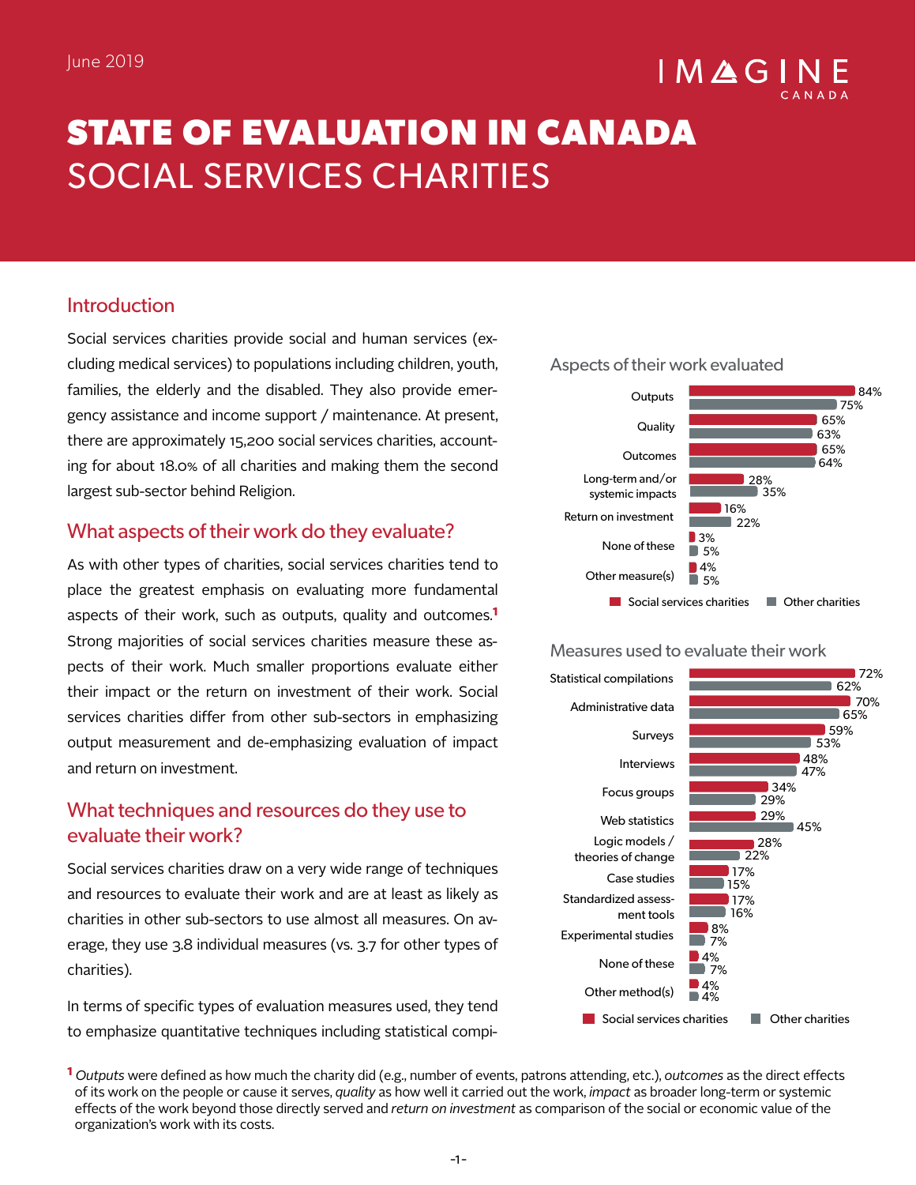June 2019

IMAGINE CANADA

# STATE OF EVALUATION IN CANADA
# SOCIAL SERVICES CHARITIES

## Introduction

Social services charities provide social and human services (excluding medical services) to populations including children, youth, families, the elderly and the disabled. They also provide emergency assistance and income support / maintenance. At present, there are approximately 15,200 social services charities, accounting for about 18.0% of all charities and making them the second largest sub-sector behind Religion.

## What aspects of their work do they evaluate?

As with other types of charities, social services charities tend to place the greatest emphasis on evaluating more fundamental aspects of their work, such as outputs, quality and outcomes.[1] Strong majorities of social services charities measure these aspects of their work. Much smaller proportions evaluate either their impact or the return on investment of their work. Social services charities differ from other sub-sectors in emphasizing output measurement and de-emphasizing evaluation of impact and return on investment.

## What techniques and resources do they use to evaluate their work?

Social services charities draw on a very wide range of techniques and resources to evaluate their work and are at least as likely as charities in other sub-sectors to use almost all measures. On average, they use 3.8 individual measures (vs. 3.7 for other types of charities).

In terms of specific types of evaluation measures used, they tend to emphasize quantitative techniques including statistical compi-

### Aspects of their work evaluated

| Aspect | Social services charities | Other charities |
|---|---|---|
| Outputs | 84% | 75% |
| Quality | 65% | 63% |
| Outcomes | 65% | 64% |
| Long-term and/or systemic impacts | 28% | 35% |
| Return on investment | 16% | 22% |
| None of these | 3% | 5% |
| Other measure(s) | 4% | 5% |

### Measures used to evaluate their work

| Measure | Social services charities | Other charities |
|---|---|---|
| Statistical compilations | 72% | 62% |
| Administrative data | 70% | 65% |
| Surveys | 59% | 53% |
| Interviews | 48% | 47% |
| Focus groups | 34% | 29% |
| Web statistics | 29% | 45% |
| Logic models / theories of change | 28% | 22% |
| Case studies | 17% | 15% |
| Standardized assessment tools | 17% | 16% |
| Experimental studies | 8% | 7% |
| None of these | 4% | 7% |
| Other method(s) | 4% | 4% |

[1] *Outputs* were defined as how much the charity did (e.g., number of events, patrons attending, etc.), *outcomes* as the direct effects of its work on the people or cause it serves, *quality* as how well it carried out the work, *impact* as broader long-term or systemic effects of the work beyond those directly served and *return on investment* as comparison of the social or economic value of the organization's work with its costs.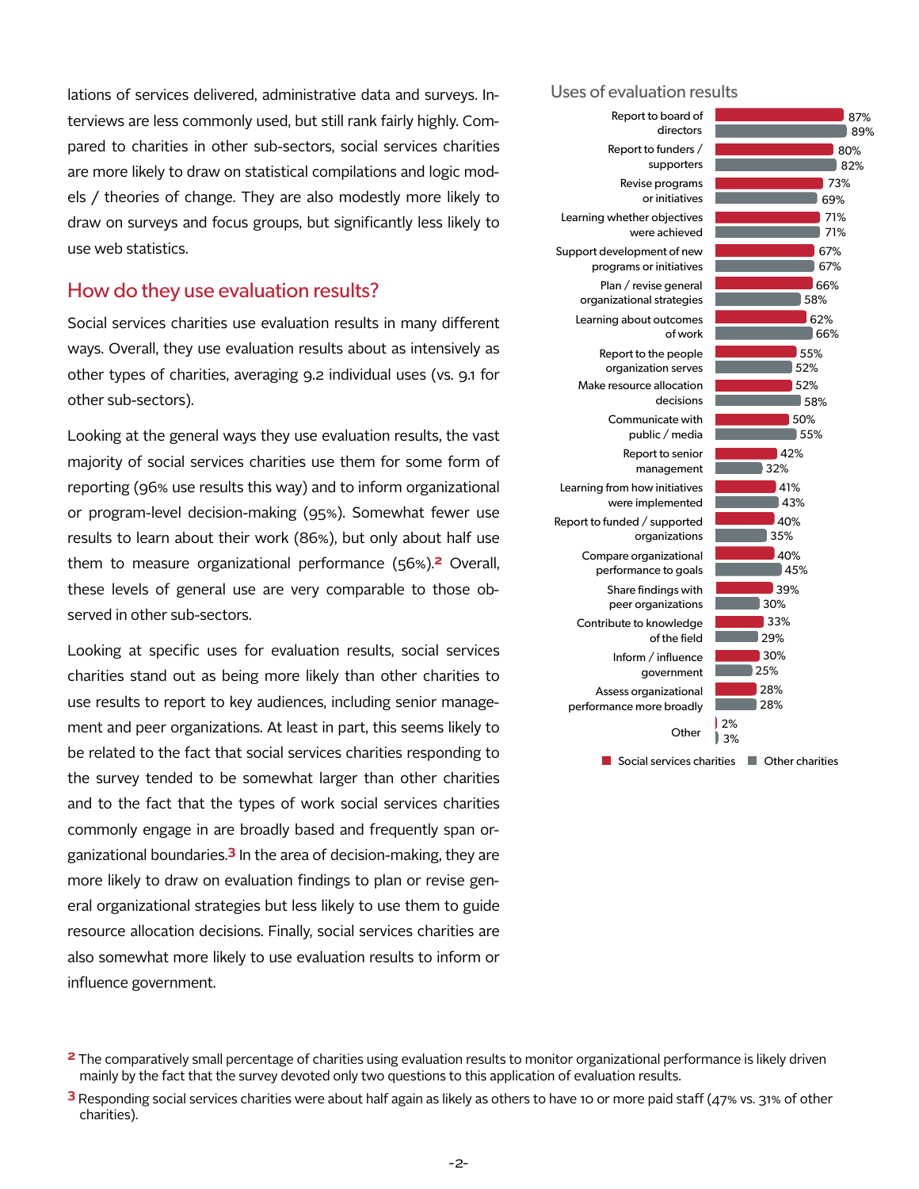lations of services delivered, administrative data and surveys. Interviews are less commonly used, but still rank fairly highly. Compared to charities in other sub-sectors, social services charities are more likely to draw on statistical compilations and logic models / theories of change. They are also modestly more likely to draw on surveys and focus groups, but significantly less likely to use web statistics.

## How do they use evaluation results?

Social services charities use evaluation results in many different ways. Overall, they use evaluation results about as intensively as other types of charities, averaging 9.2 individual uses (vs. 9.1 for other sub-sectors).

Looking at the general ways they use evaluation results, the vast majority of social services charities use them for some form of reporting (96% use results this way) and to inform organizational or program-level decision-making (95%). Somewhat fewer use results to learn about their work (86%), but only about half use them to measure organizational performance (56%).[2] Overall, these levels of general use are very comparable to those observed in other sub-sectors.

Looking at specific uses for evaluation results, social services charities stand out as being more likely than other charities to use results to report to key audiences, including senior management and peer organizations. At least in part, this seems likely to be related to the fact that social services charities responding to the survey tended to be somewhat larger than other charities and to the fact that the types of work social services charities commonly engage in are broadly based and frequently span organizational boundaries.[3] In the area of decision-making, they are more likely to draw on evaluation findings to plan or revise general organizational strategies but less likely to use them to guide resource allocation decisions. Finally, social services charities are also somewhat more likely to use evaluation results to inform or influence government.

### Uses of evaluation results

| Use | Social services charities | Other charities |
|---|---|---|
| Report to board of directors | 87% | 89% |
| Report to funders / supporters | 80% | 82% |
| Revise programs or initiatives | 73% | 69% |
| Learning whether objectives were achieved | 71% | 71% |
| Support development of new programs or initiatives | 67% | 67% |
| Plan / revise general organizational strategies | 66% | 58% |
| Learning about outcomes of work | 62% | 66% |
| Report to the people organization serves | 55% | 52% |
| Make resource allocation decisions | 52% | 58% |
| Communicate with public / media | 50% | 55% |
| Report to senior management | 42% | 32% |
| Learning from how initiatives were implemented | 41% | 43% |
| Report to funded / supported organizations | 40% | 35% |
| Compare organizational performance to goals | 40% | 45% |
| Share findings with peer organizations | 39% | 30% |
| Contribute to knowledge of the field | 33% | 29% |
| Inform / influence government | 30% | 25% |
| Assess organizational performance more broadly | 28% | 28% |
| Other | 2% | 3% |

[2] The comparatively small percentage of charities using evaluation results to monitor organizational performance is likely driven mainly by the fact that the survey devoted only two questions to this application of evaluation results.

[3] Responding social services charities were about half again as likely as others to have 10 or more paid staff (47% vs. 31% of other charities).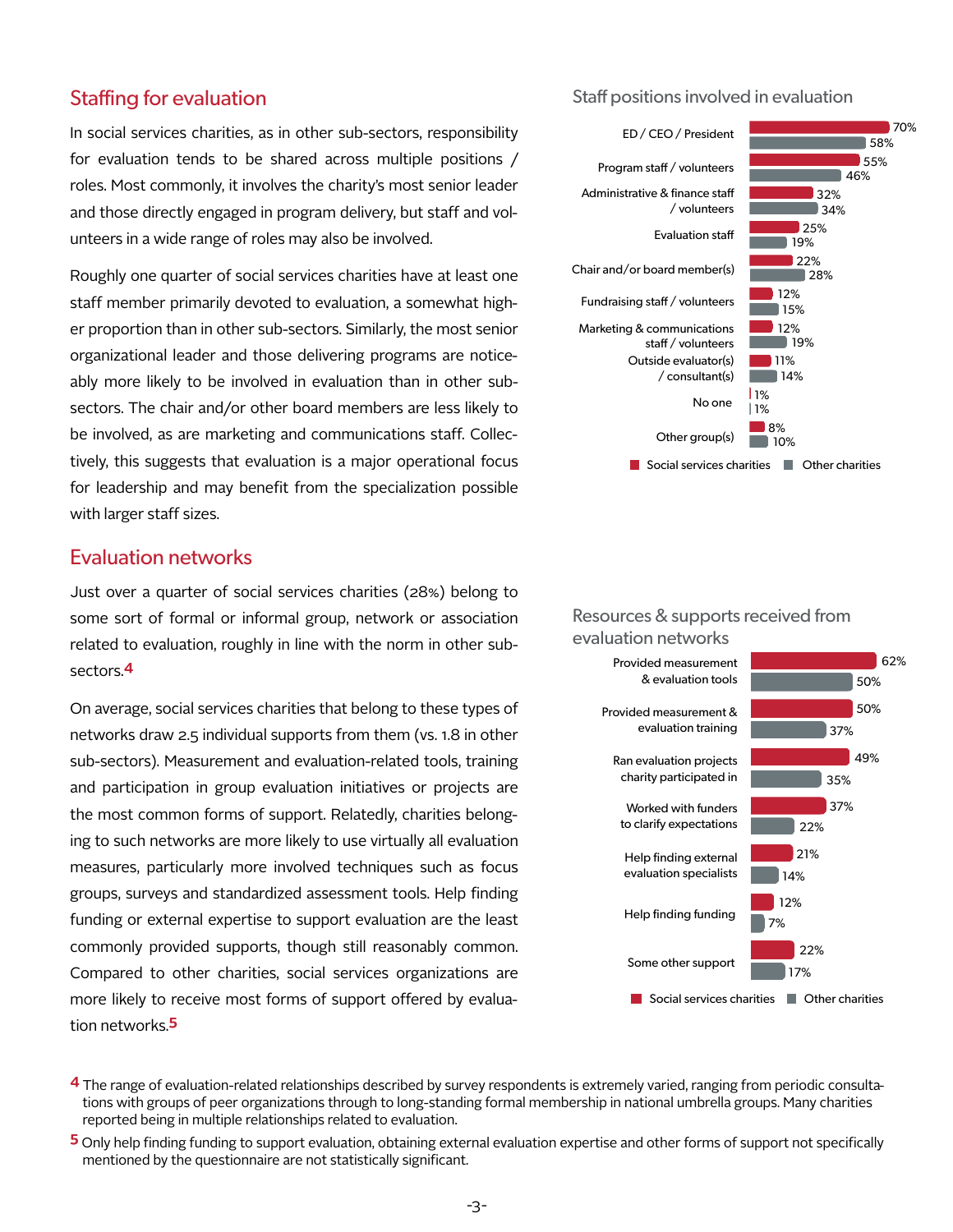## Staffing for evaluation

In social services charities, as in other sub-sectors, responsibility for evaluation tends to be shared across multiple positions / roles. Most commonly, it involves the charity's most senior leader and those directly engaged in program delivery, but staff and volunteers in a wide range of roles may also be involved.

Roughly one quarter of social services charities have at least one staff member primarily devoted to evaluation, a somewhat higher proportion than in other sub-sectors. Similarly, the most senior organizational leader and those delivering programs are noticeably more likely to be involved in evaluation than in other sub-sectors. The chair and/or other board members are less likely to be involved, as are marketing and communications staff. Collectively, this suggests that evaluation is a major operational focus for leadership and may benefit from the specialization possible with larger staff sizes.

### Staff positions involved in evaluation

| Position | Social services charities | Other charities |
|---|---|---|
| ED / CEO / President | 70% | 58% |
| Program staff / volunteers | 55% | 46% |
| Administrative & finance staff / volunteers | 32% | 34% |
| Evaluation staff | 25% | 19% |
| Chair and/or board member(s) | 22% | 28% |
| Fundraising staff / volunteers | 12% | 15% |
| Marketing & communications staff / volunteers | 12% | 19% |
| Outside evaluator(s) / consultant(s) | 11% | 14% |
| No one | 1% | 1% |
| Other group(s) | 8% | 10% |

## Evaluation networks

Just over a quarter of social services charities (28%) belong to some sort of formal or informal group, network or association related to evaluation, roughly in line with the norm in other sub-sectors.[4]

On average, social services charities that belong to these types of networks draw 2.5 individual supports from them (vs. 1.8 in other sub-sectors). Measurement and evaluation-related tools, training and participation in group evaluation initiatives or projects are the most common forms of support. Relatedly, charities belonging to such networks are more likely to use virtually all evaluation measures, particularly more involved techniques such as focus groups, surveys and standardized assessment tools. Help finding funding or external expertise to support evaluation are the least commonly provided supports, though still reasonably common. Compared to other charities, social services organizations are more likely to receive most forms of support offered by evaluation networks.[5]

### Resources & supports received from evaluation networks

| Support | Social services charities | Other charities |
|---|---|---|
| Provided measurement & evaluation tools | 62% | 50% |
| Provided measurement & evaluation training | 50% | 37% |
| Ran evaluation projects charity participated in | 49% | 35% |
| Worked with funders to clarify expectations | 37% | 22% |
| Help finding external evaluation specialists | 21% | 14% |
| Help finding funding | 12% | 7% |
| Some other support | 22% | 17% |

---

[4] The range of evaluation-related relationships described by survey respondents is extremely varied, ranging from periodic consultations with groups of peer organizations through to long-standing formal membership in national umbrella groups. Many charities reported being in multiple relationships related to evaluation.

[5] Only help finding funding to support evaluation, obtaining external evaluation expertise and other forms of support not specifically mentioned by the questionnaire are not statistically significant.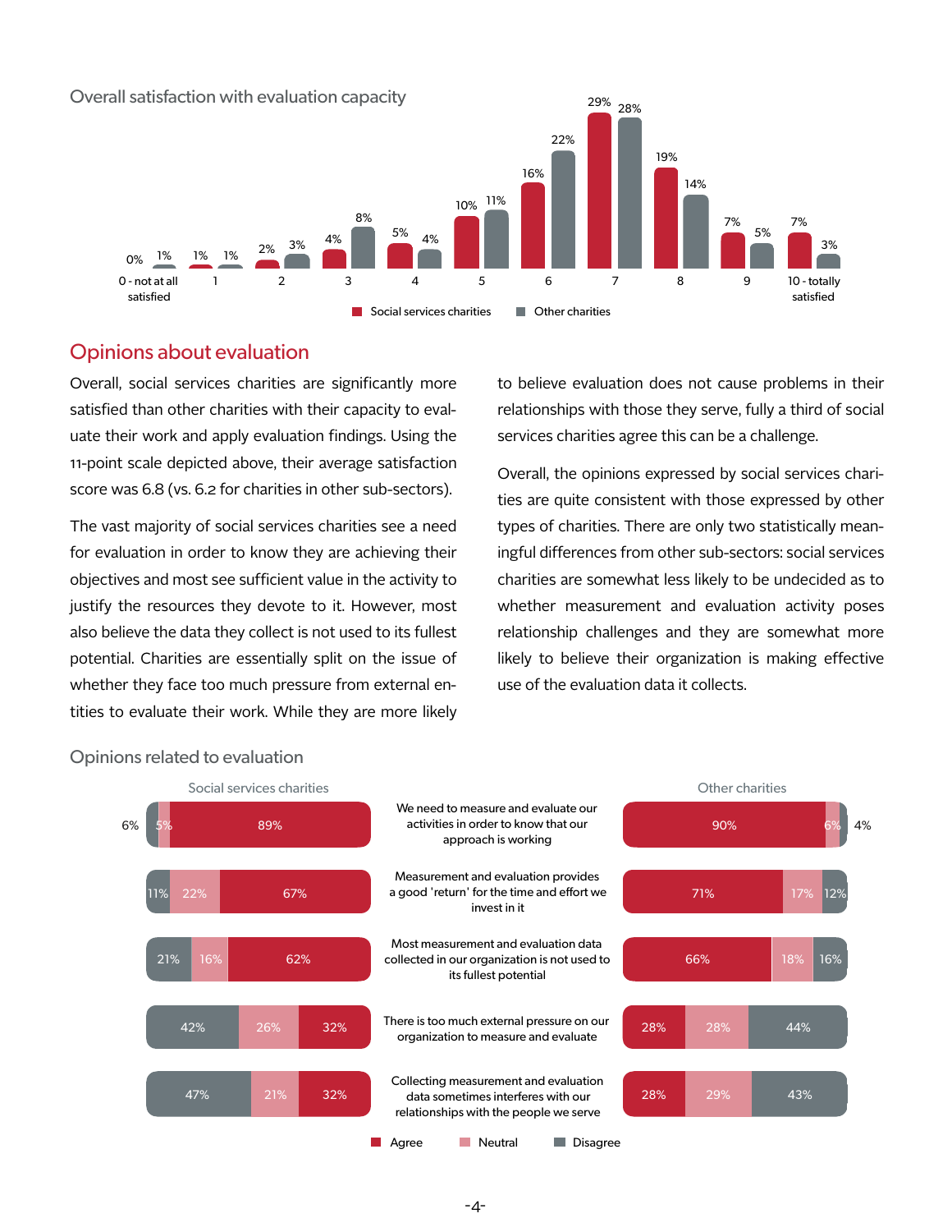### Overall satisfaction with evaluation capacity

| Score | Social services charities | Other charities |
|---|---|---|
| 0 - not at all satisfied | 0% | 1% |
| 1 | 1% | 1% |
| 2 | 2% | 3% |
| 3 | 4% | 8% |
| 4 | 5% | 4% |
| 5 | 10% | 11% |
| 6 | 16% | 22% |
| 7 | 29% | 28% |
| 8 | 19% | 14% |
| 9 | 7% | 5% |
| 10 - totally satisfied | 7% | 3% |

## Opinions about evaluation

Overall, social services charities are significantly more satisfied than other charities with their capacity to evaluate their work and apply evaluation findings. Using the 11-point scale depicted above, their average satisfaction score was 6.8 (vs. 6.2 for charities in other sub-sectors).

The vast majority of social services charities see a need for evaluation in order to know they are achieving their objectives and most see sufficient value in the activity to justify the resources they devote to it. However, most also believe the data they collect is not used to its fullest potential. Charities are essentially split on the issue of whether they face too much pressure from external entities to evaluate their work. While they are more likely to believe evaluation does not cause problems in their relationships with those they serve, fully a third of social services charities agree this can be a challenge.

Overall, the opinions expressed by social services charities are quite consistent with those expressed by other types of charities. There are only two statistically meaningful differences from other sub-sectors: social services charities are somewhat less likely to be undecided as to whether measurement and evaluation activity poses relationship challenges and they are somewhat more likely to believe their organization is making effective use of the evaluation data it collects.

### Opinions related to evaluation

| Statement | Social services charities: Agree | Social services charities: Neutral | Social services charities: Disagree | Other charities: Agree | Other charities: Neutral | Other charities: Disagree |
|---|---|---|---|---|---|---|
| We need to measure and evaluate our activities in order to know that our approach is working | 89% | 5% | 6% | 90% | 6% | 4% |
| Measurement and evaluation provides a good 'return' for the time and effort we invest in it | 67% | 22% | 11% | 71% | 17% | 12% |
| Most measurement and evaluation data collected in our organization is not used to its fullest potential | 62% | 16% | 21% | 66% | 18% | 16% |
| There is too much external pressure on our organization to measure and evaluate | 32% | 26% | 42% | 28% | 28% | 44% |
| Collecting measurement and evaluation data sometimes interferes with our relationships with the people we serve | 32% | 21% | 47% | 28% | 29% | 43% |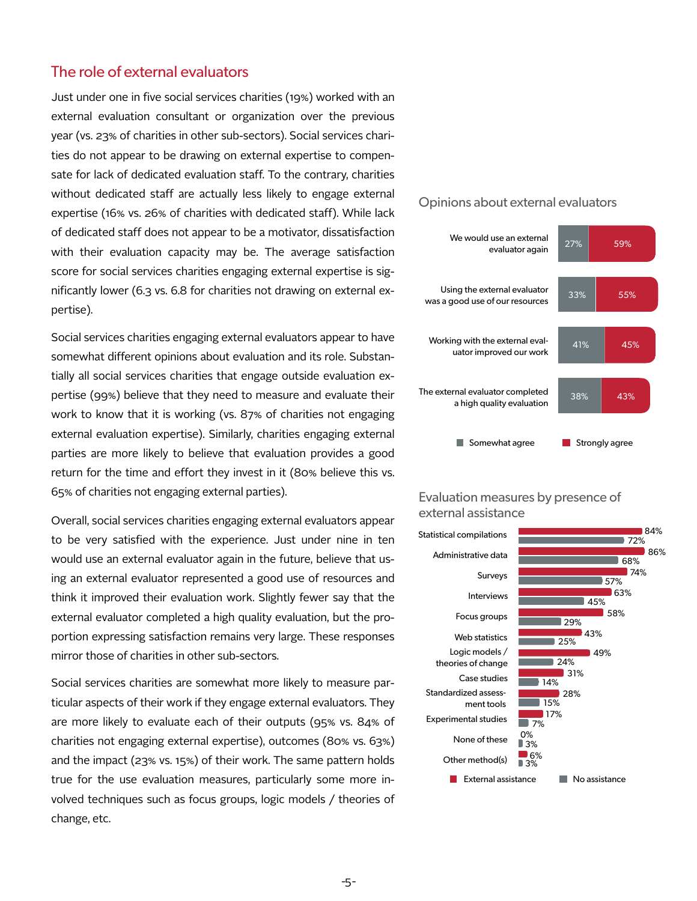## The role of external evaluators

Just under one in five social services charities (19%) worked with an external evaluation consultant or organization over the previous year (vs. 23% of charities in other sub-sectors). Social services charities do not appear to be drawing on external expertise to compensate for lack of dedicated evaluation staff. To the contrary, charities without dedicated staff are actually less likely to engage external expertise (16% vs. 26% of charities with dedicated staff). While lack of dedicated staff does not appear to be a motivator, dissatisfaction with their evaluation capacity may be. The average satisfaction score for social services charities engaging external expertise is significantly lower (6.3 vs. 6.8 for charities not drawing on external expertise).

Social services charities engaging external evaluators appear to have somewhat different opinions about evaluation and its role. Substantially all social services charities that engage outside evaluation expertise (99%) believe that they need to measure and evaluate their work to know that it is working (vs. 87% of charities not engaging external evaluation expertise). Similarly, charities engaging external parties are more likely to believe that evaluation provides a good return for the time and effort they invest in it (80% believe this vs. 65% of charities not engaging external parties).

Overall, social services charities engaging external evaluators appear to be very satisfied with the experience. Just under nine in ten would use an external evaluator again in the future, believe that using an external evaluator represented a good use of resources and think it improved their evaluation work. Slightly fewer say that the external evaluator completed a high quality evaluation, but the proportion expressing satisfaction remains very large. These responses mirror those of charities in other sub-sectors.

Social services charities are somewhat more likely to measure particular aspects of their work if they engage external evaluators. They are more likely to evaluate each of their outputs (95% vs. 84% of charities not engaging external expertise), outcomes (80% vs. 63%) and the impact (23% vs. 15%) of their work. The same pattern holds true for the use evaluation measures, particularly some more involved techniques such as focus groups, logic models / theories of change, etc.

### Opinions about external evaluators

| | Somewhat agree | Strongly agree |
|---|---|---|
| We would use an external evaluator again | 27% | 59% |
| Using the external evaluator was a good use of our resources | 33% | 55% |
| Working with the external evaluator improved our work | 41% | 45% |
| The external evaluator completed a high quality evaluation | 38% | 43% |

### Evaluation measures by presence of external assistance

| | External assistance | No assistance |
|---|---|---|
| Statistical compilations | 84% | 72% |
| Administrative data | 86% | 68% |
| Surveys | 74% | 57% |
| Interviews | 63% | 45% |
| Focus groups | 58% | 29% |
| Web statistics | 43% | 25% |
| Logic models / theories of change | 49% | 24% |
| Case studies | 31% | 14% |
| Standardized assessment tools | 28% | 15% |
| Experimental studies | 17% | 7% |
| None of these | 0% | 3% |
| Other method(s) | 6% | 3% |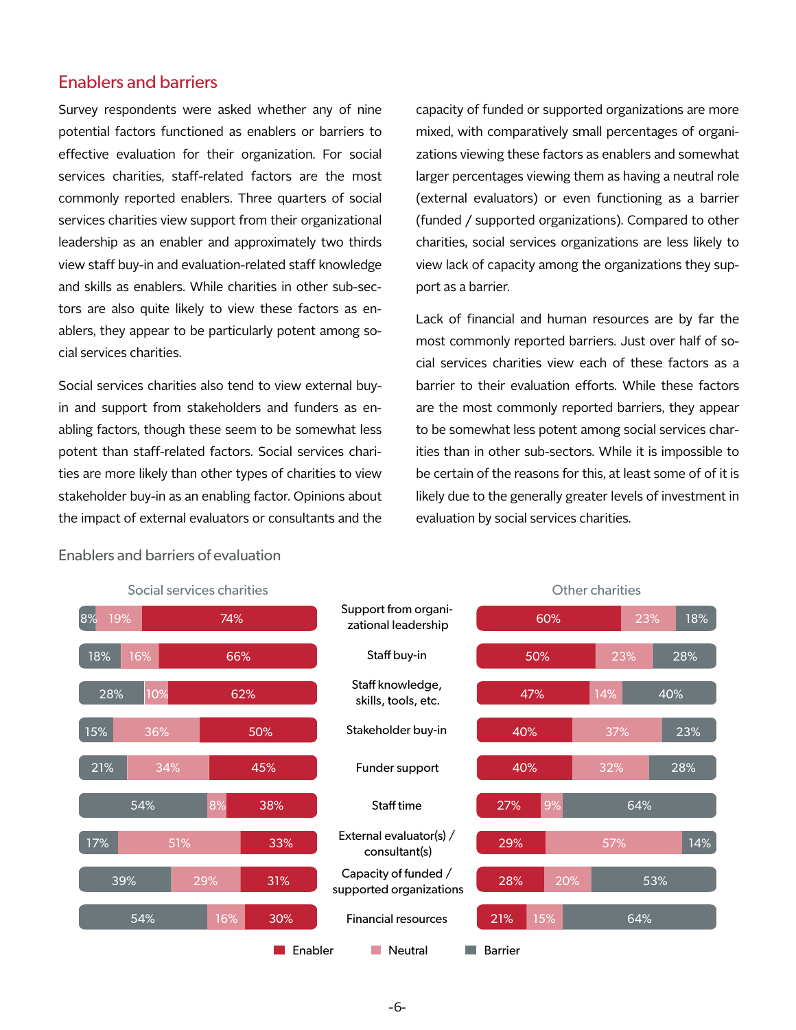## Enablers and barriers

Survey respondents were asked whether any of nine potential factors functioned as enablers or barriers to effective evaluation for their organization. For social services charities, staff-related factors are the most commonly reported enablers. Three quarters of social services charities view support from their organizational leadership as an enabler and approximately two thirds view staff buy-in and evaluation-related staff knowledge and skills as enablers. While charities in other sub-sectors are also quite likely to view these factors as enablers, they appear to be particularly potent among social services charities.

Social services charities also tend to view external buy-in and support from stakeholders and funders as enabling factors, though these seem to be somewhat less potent than staff-related factors. Social services charities are more likely than other types of charities to view stakeholder buy-in as an enabling factor. Opinions about the impact of external evaluators or consultants and the capacity of funded or supported organizations are more mixed, with comparatively small percentages of organizations viewing these factors as enablers and somewhat larger percentages viewing them as having a neutral role (external evaluators) or even functioning as a barrier (funded / supported organizations). Compared to other charities, social services organizations are less likely to view lack of capacity among the organizations they support as a barrier.

Lack of financial and human resources are by far the most commonly reported barriers. Just over half of social services charities view each of these factors as a barrier to their evaluation efforts. While these factors are the most commonly reported barriers, they appear to be somewhat less potent among social services charities than in other sub-sectors. While it is impossible to be certain of the reasons for this, at least some of of it is likely due to the generally greater levels of investment in evaluation by social services charities.

Enablers and barriers of evaluation

| Factor | Social services charities: Barrier | Social services charities: Neutral | Social services charities: Enabler | Other charities: Enabler | Other charities: Neutral | Other charities: Barrier |
|---|---|---|---|---|---|---|
| Support from organizational leadership | 8% | 19% | 74% | 60% | 23% | 18% |
| Staff buy-in | 18% | 16% | 66% | 50% | 23% | 28% |
| Staff knowledge, skills, tools, etc. | 28% | 10% | 62% | 47% | 14% | 40% |
| Stakeholder buy-in | 15% | 36% | 50% | 40% | 37% | 23% |
| Funder support | 21% | 34% | 45% | 40% | 32% | 28% |
| Staff time | 54% | 8% | 38% | 27% | 9% | 64% |
| External evaluator(s) / consultant(s) | 17% | 51% | 33% | 29% | 57% | 14% |
| Capacity of funded / supported organizations | 39% | 29% | 31% | 28% | 20% | 53% |
| Financial resources | 54% | 16% | 30% | 21% | 15% | 64% |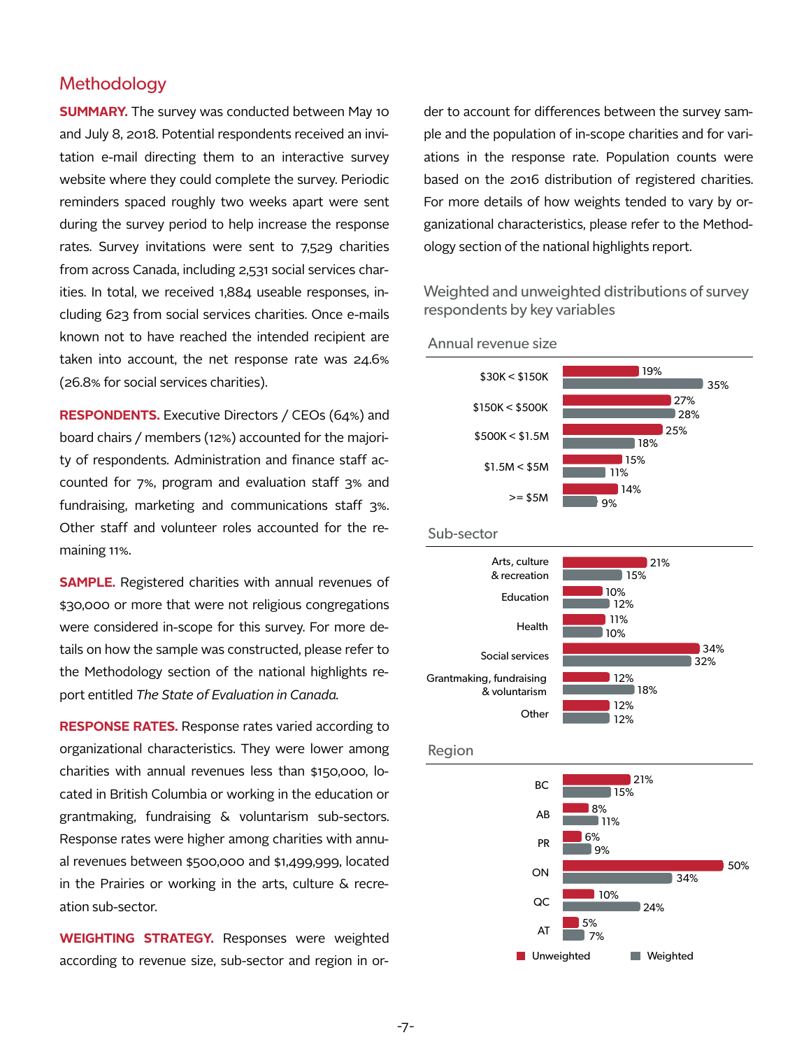## Methodology

**SUMMARY.** The survey was conducted between May 10 and July 8, 2018. Potential respondents received an invitation e-mail directing them to an interactive survey website where they could complete the survey. Periodic reminders spaced roughly two weeks apart were sent during the survey period to help increase the response rates. Survey invitations were sent to 7,529 charities from across Canada, including 2,531 social services charities. In total, we received 1,884 useable responses, including 623 from social services charities. Once e-mails known not to have reached the intended recipient are taken into account, the net response rate was 24.6% (26.8% for social services charities).

**RESPONDENTS.** Executive Directors / CEOs (64%) and board chairs / members (12%) accounted for the majority of respondents. Administration and finance staff accounted for 7%, program and evaluation staff 3% and fundraising, marketing and communications staff 3%. Other staff and volunteer roles accounted for the remaining 11%.

**SAMPLE.** Registered charities with annual revenues of $30,000 or more that were not religious congregations were considered in-scope for this survey. For more details on how the sample was constructed, please refer to the Methodology section of the national highlights report entitled *The State of Evaluation in Canada.*

**RESPONSE RATES.** Response rates varied according to organizational characteristics. They were lower among charities with annual revenues less than $150,000, located in British Columbia or working in the education or grantmaking, fundraising & voluntarism sub-sectors. Response rates were higher among charities with annual revenues between $500,000 and $1,499,999, located in the Prairies or working in the arts, culture & recreation sub-sector.

**WEIGHTING STRATEGY.** Responses were weighted according to revenue size, sub-sector and region in order to account for differences between the survey sample and the population of in-scope charities and for variations in the response rate. Population counts were based on the 2016 distribution of registered charities. For more details of how weights tended to vary by organizational characteristics, please refer to the Methodology section of the national highlights report.

### Weighted and unweighted distributions of survey respondents by key variables

**Annual revenue size**

| | Unweighted | Weighted |
|---|---|---|
| $30K < $150K | 19% | 35% |
| $150K < $500K | 27% | 28% |
| $500K < $1.5M | 25% | 18% |
| $1.5M < $5M | 15% | 11% |
| >= $5M | 14% | 9% |

**Sub-sector**

| | Unweighted | Weighted |
|---|---|---|
| Arts, culture & recreation | 21% | 15% |
| Education | 10% | 12% |
| Health | 11% | 10% |
| Social services | 34% | 32% |
| Grantmaking, fundraising & voluntarism | 12% | 18% |
| Other | 12% | 12% |

**Region**

| | Unweighted | Weighted |
|---|---|---|
| BC | 21% | 15% |
| AB | 8% | 11% |
| PR | 6% | 9% |
| ON | 50% | 34% |
| QC | 10% | 24% |
| AT | 5% | 7% |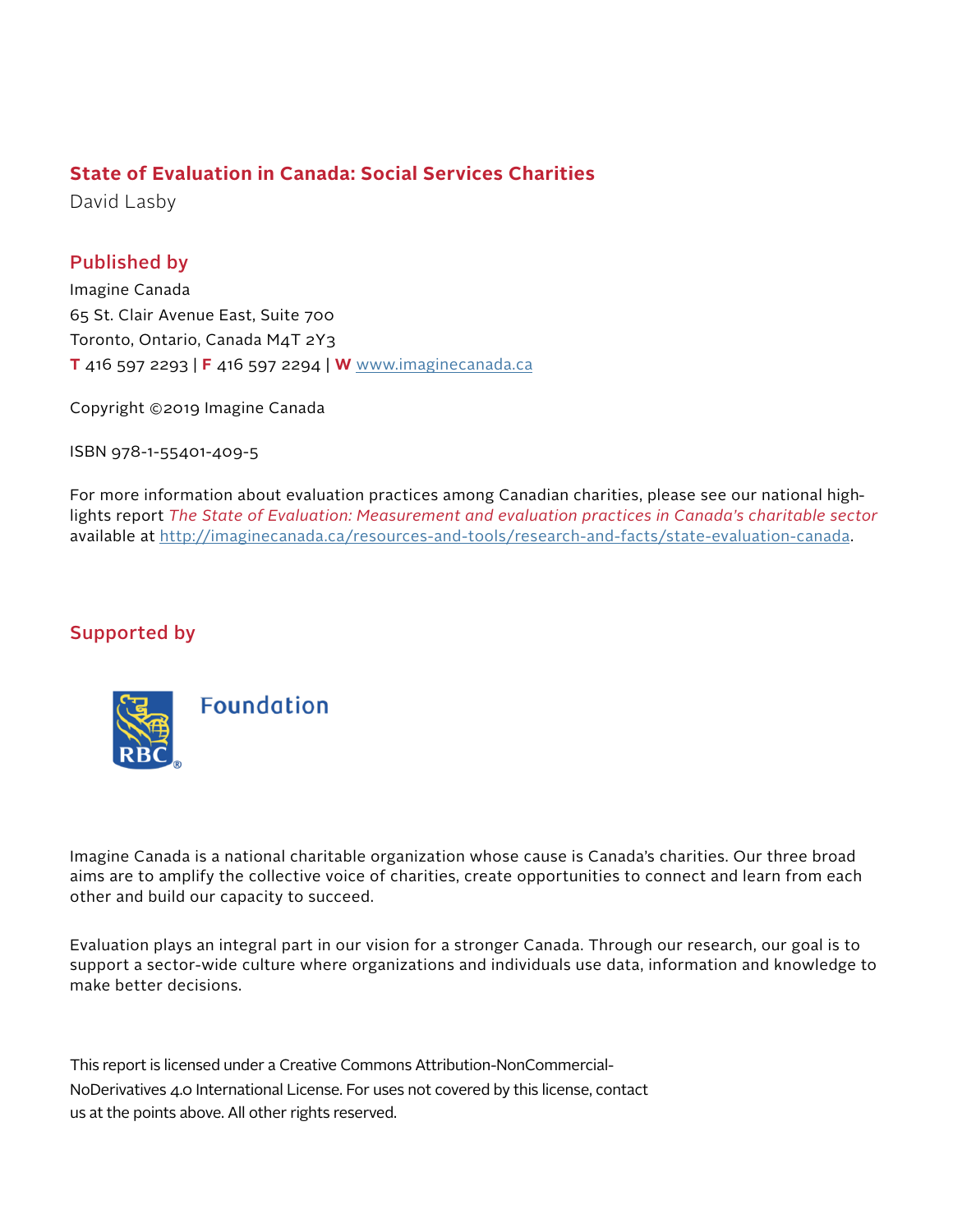## State of Evaluation in Canada: Social Services Charities

David Lasby

## Published by

Imagine Canada
65 St. Clair Avenue East, Suite 700
Toronto, Ontario, Canada M4T 2Y3
**T** 416 597 2293 | **F** 416 597 2294 | **W** www.imaginecanada.ca

Copyright ©2019 Imagine Canada

ISBN 978-1-55401-409-5

For more information about evaluation practices among Canadian charities, please see our national highlights report *The State of Evaluation: Measurement and evaluation practices in Canada's charitable sector* available at http://imaginecanada.ca/resources-and-tools/research-and-facts/state-evaluation-canada.

## Supported by

RBC Foundation

Imagine Canada is a national charitable organization whose cause is Canada's charities. Our three broad aims are to amplify the collective voice of charities, create opportunities to connect and learn from each other and build our capacity to succeed.

Evaluation plays an integral part in our vision for a stronger Canada. Through our research, our goal is to support a sector-wide culture where organizations and individuals use data, information and knowledge to make better decisions.

This report is licensed under a Creative Commons Attribution-NonCommercial-NoDerivatives 4.0 International License. For uses not covered by this license, contact us at the points above. All other rights reserved.